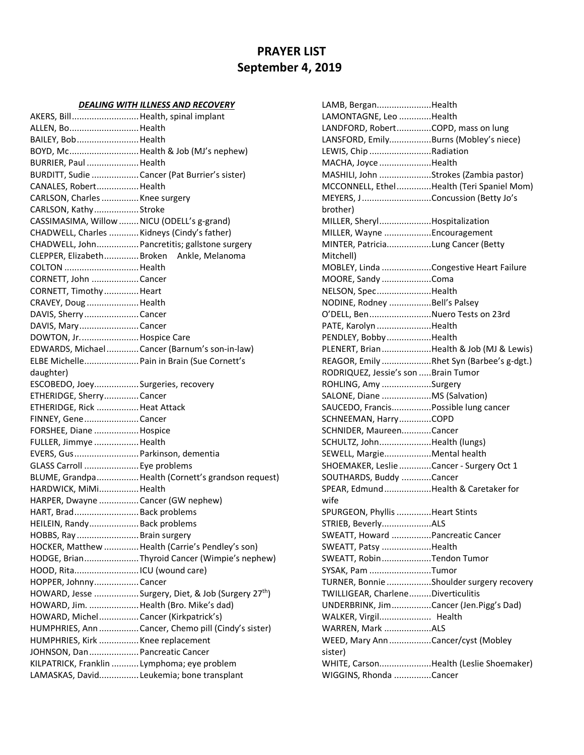# PRAYER LIST
## September 4, 2019

***DEALING WITH ILLNESS AND RECOVERY***

AKERS, Bill............................Health, spinal implant
ALLEN, Bo............................Health
BAILEY, Bob.........................Health
BOYD, Mc............................Health & Job (MJ's nephew)
BURRIER, Paul .....................Health
BURDITT, Sudie ...................Cancer (Pat Burrier's sister)
CANALES, Robert.................Health
CARLSON, Charles ...............Knee surgery
CARLSON, Kathy..................Stroke
CASSIMASIMA, Willow ........NICU (ODELL's g-grand)
CHADWELL, Charles ............Kidneys (Cindy's father)
CHADWELL, John.................Pancretitis; gallstone surgery
CLEPPER, Elizabeth..............Broken Ankle, Melanoma
COLTON ..............................Health
CORNETT, John ...................Cancer
CORNETT, Timothy..............Heart
CRAVEY, Doug .....................Health
DAVIS, Sherry......................Cancer
DAVIS, Mary........................Cancer
DOWTON, Jr........................Hospice Care
EDWARDS, Michael.............Cancer (Barnum's son-in-law)
ELBE Michelle......................Pain in Brain (Sue Cornett's daughter)
ESCOBEDO, Joey..................Surgeries, recovery
ETHERIDGE, Sherry..............Cancer
ETHERIDGE, Rick .................Heat Attack
FINNEY, Gene......................Cancer
FORSHEE, Diane ..................Hospice
FULLER, Jimmye ..................Health
EVERS, Gus..........................Parkinson, dementia
GLASS Carroll ......................Eye problems
BLUME, Grandpa.................Health (Cornett's grandson request)
HARDWICK, MiMi................Health
HARPER, Dwayne ................Cancer (GW nephew)
HART, Brad..........................Back problems
HEILEIN, Randy....................Back problems
HOBBS, Ray .........................Brain surgery
HOCKER, Matthew ..............Health (Carrie's Pendley's son)
HODGE, Brian......................Thyroid Cancer (Wimpie's nephew)
HOOD, Rita..........................ICU (wound care)
HOPPER, Johnny..................Cancer
HOWARD, Jesse ..................Surgery, Diet, & Job (Surgery 27th)
HOWARD, Jim. ....................Health (Bro. Mike's dad)
HOWARD, Michel................Cancer (Kirkpatrick's)
HUMPHRIES, Ann ................Cancer, Chemo pill (Cindy's sister)
HUMPHRIES, Kirk ................Knee replacement
JOHNSON, Dan....................Pancreatic Cancer
KILPATRICK, Franklin ...........Lymphoma; eye problem
LAMASKAS, David................Leukemia; bone transplant
LAMB, Bergan......................Health
LAMONTAGNE, Leo .............Health
LANDFORD, Robert..............COPD, mass on lung
LANSFORD, Emily.................Burns (Mobley's niece)
LEWIS, Chip .........................Radiation
MACHA, Joyce .....................Health
MASHILI, John .....................Strokes (Zambia pastor)
MCCONNELL, Ethel..............Health (Teri Spaniel Mom)
MEYERS, J ............................Concussion (Betty Jo's brother)
MILLER, Sheryl.....................Hospitalization
MILLER, Wayne ...................Encouragement
MINTER, Patricia..................Lung Cancer (Betty Mitchell)
MOBLEY, Linda ....................Congestive Heart Failure
MOORE, Sandy ....................Coma
NELSON, Spec......................Health
NODINE, Rodney .................Bell's Palsey
O'DELL, Ben.........................Nuero Tests on 23rd
PATE, Karolyn ......................Health
PENDLEY, Bobby..................Health
PLENERT, Brian....................Health & Job (MJ & Lewis)
REAGOR, Emily ....................Rhet Syn (Barbee's g-dgt.)
RODRIQUEZ, Jessie's son .....Brain Tumor
ROHLING, Amy ....................Surgery
SALONE, Diane ....................MS (Salvation)
SAUCEDO, Francis................Possible lung cancer
SCHNEEMAN, Harry............COPD
SCHNIDER, Maureen............Cancer
SCHULTZ, John.....................Health (lungs)
SEWELL, Margie...................Mental health
SHOEMAKER, Leslie .............Cancer - Surgery Oct 1
SOUTHARDS, Buddy ............Cancer
SPEAR, Edmund...................Health & Caretaker for wife
SPURGEON, Phyllis ..............Heart Stints
STRIEB, Beverly....................ALS
SWEATT, Howard ................Pancreatic Cancer
SWEATT, Patsy ....................Health
SWEATT, Robin....................Tendon Tumor
SYSAK, Pam .........................Tumor
TURNER, Bonnie ..................Shoulder surgery recovery
TWILLIGEAR, Charlene.........Diverticulitis
UNDERBRINK, Jim................Cancer (Jen.Pigg's Dad)
WALKER, Virgil..................... Health
WARREN, Mark ...................ALS
WEED, Mary Ann .................Cancer/cyst (Mobley sister)
WHITE, Carson.....................Health (Leslie Shoemaker)
WIGGINS, Rhonda ...............Cancer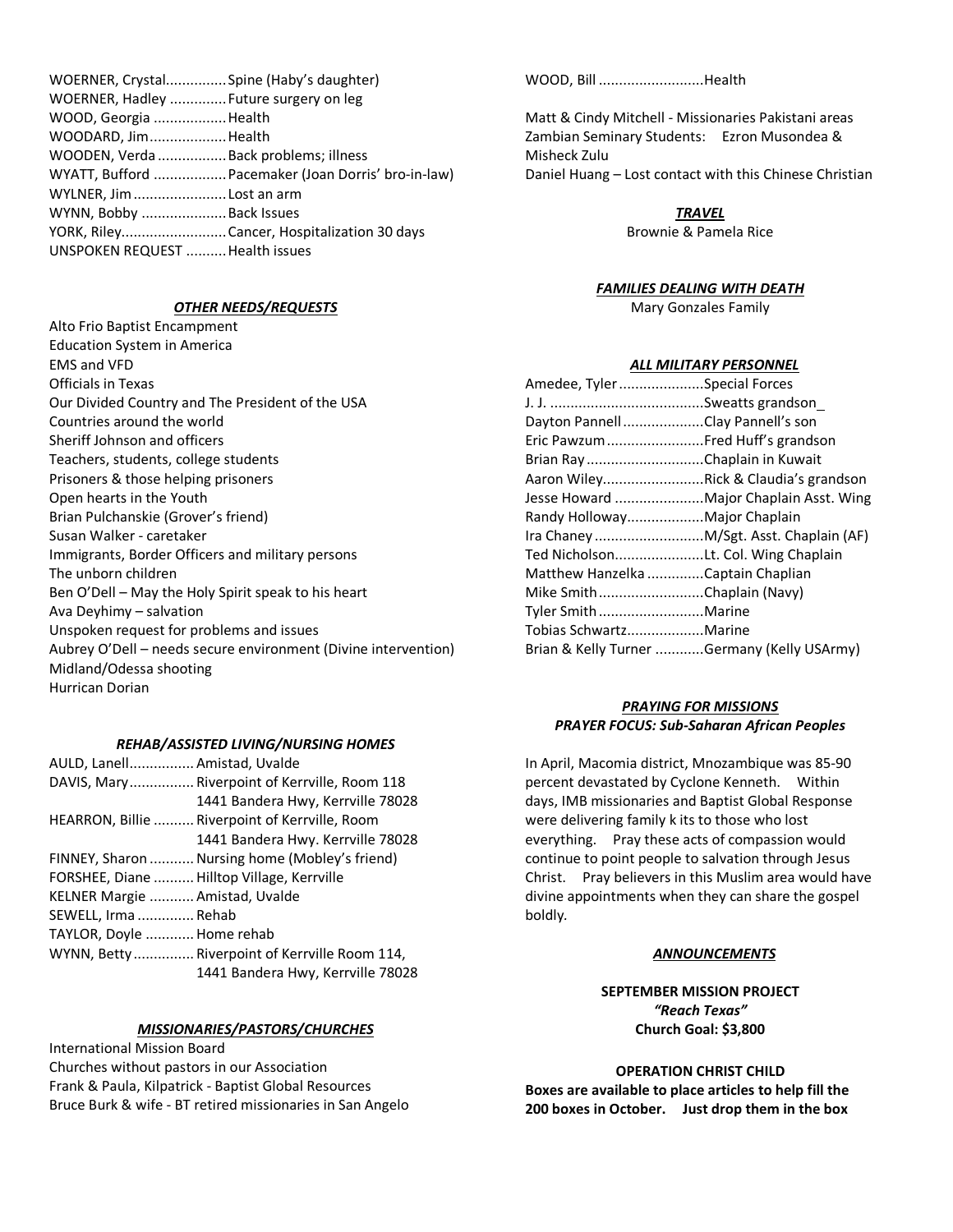WOERNER, Crystal............... Spine (Haby's daughter)
WOERNER, Hadley .............. Future surgery on leg
WOOD, Georgia .................. Health
WOODARD, Jim................... Health
WOODEN, Verda ................. Back problems; illness
WYATT, Bufford .................. Pacemaker (Joan Dorris' bro-in-law)
WYLNER, Jim ....................... Lost an arm
WYNN, Bobby ..................... Back Issues
YORK, Riley.......................... Cancer, Hospitalization 30 days
UNSPOKEN REQUEST .......... Health issues

### ***OTHER NEEDS/REQUESTS***

Alto Frio Baptist Encampment
Education System in America
EMS and VFD
Officials in Texas
Our Divided Country and The President of the USA
Countries around the world
Sheriff Johnson and officers
Teachers, students, college students
Prisoners & those helping prisoners
Open hearts in the Youth
Brian Pulchanskie (Grover's friend)
Susan Walker - caretaker
Immigrants, Border Officers and military persons
The unborn children
Ben O'Dell – May the Holy Spirit speak to his heart
Ava Deyhimy – salvation
Unspoken request for problems and issues
Aubrey O'Dell – needs secure environment (Divine intervention)
Midland/Odessa shooting
Hurrican Dorian

### ***REHAB/ASSISTED LIVING/NURSING HOMES***

AULD, Lanell................ Amistad, Uvalde
DAVIS, Mary................ Riverpoint of Kerrville, Room 118
1441 Bandera Hwy, Kerrville 78028
HEARRON, Billie .......... Riverpoint of Kerrville, Room
1441 Bandera Hwy. Kerrville 78028
FINNEY, Sharon ........... Nursing home (Mobley's friend)
FORSHEE, Diane .......... Hilltop Village, Kerrville
KELNER Margie ........... Amistad, Uvalde
SEWELL, Irma ............. Rehab
TAYLOR, Doyle ............ Home rehab
WYNN, Betty............... Riverpoint of Kerrville Room 114,
1441 Bandera Hwy, Kerrville 78028

### ***MISSIONARIES/PASTORS/CHURCHES***

International Mission Board
Churches without pastors in our Association
Frank & Paula, Kilpatrick - Baptist Global Resources
Bruce Burk & wife - BT retired missionaries in San Angelo
WOOD, Bill .......................... Health

Matt & Cindy Mitchell - Missionaries Pakistani areas
Zambian Seminary Students: Ezron Musondea & Misheck Zulu
Daniel Huang – Lost contact with this Chinese Christian

### ***TRAVEL***

Brownie & Pamela Rice

### ***FAMILIES DEALING WITH DEATH***

Mary Gonzales Family

### ***ALL MILITARY PERSONNEL***

Amedee, Tyler..................... Special Forces
J. J. ...................................... Sweatts grandson_
Dayton Pannell.................... Clay Pannell's son
Eric Pawzum........................ Fred Huff's grandson
Brian Ray ............................ Chaplain in Kuwait
Aaron Wiley......................... Rick & Claudia's grandson
Jesse Howard ...................... Major Chaplain Asst. Wing
Randy Holloway................... Major Chaplain
Ira Chaney ........................... M/Sgt. Asst. Chaplain (AF)
Ted Nicholson...................... Lt. Col. Wing Chaplain
Matthew Hanzelka ............. Captain Chaplian
Mike Smith.......................... Chaplain (Navy)
Tyler Smith .......................... Marine
Tobias Schwartz................... Marine
Brian & Kelly Turner ............ Germany (Kelly USArmy)

### ***PRAYING FOR MISSIONS***
### ***PRAYER FOCUS: Sub-Saharan African Peoples***

In April, Macomia district, Mnozambique was 85-90 percent devastated by Cyclone Kenneth. Within days, IMB missionaries and Baptist Global Response were delivering family k its to those who lost everything. Pray these acts of compassion would continue to point people to salvation through Jesus Christ. Pray believers in this Muslim area would have divine appointments when they can share the gospel boldly.

### ***ANNOUNCEMENTS***

**SEPTEMBER MISSION PROJECT**
***"Reach Texas"***
**Church Goal: $3,800**

**OPERATION CHRIST CHILD**
**Boxes are available to place articles to help fill the 200 boxes in October. Just drop them in the box**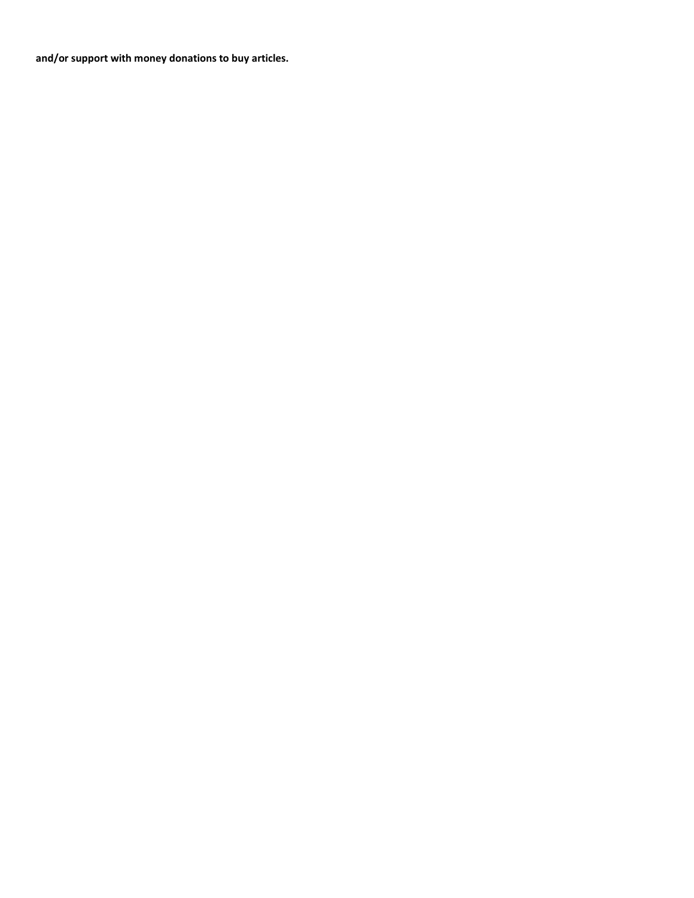**and/or support with money donations to buy articles.**